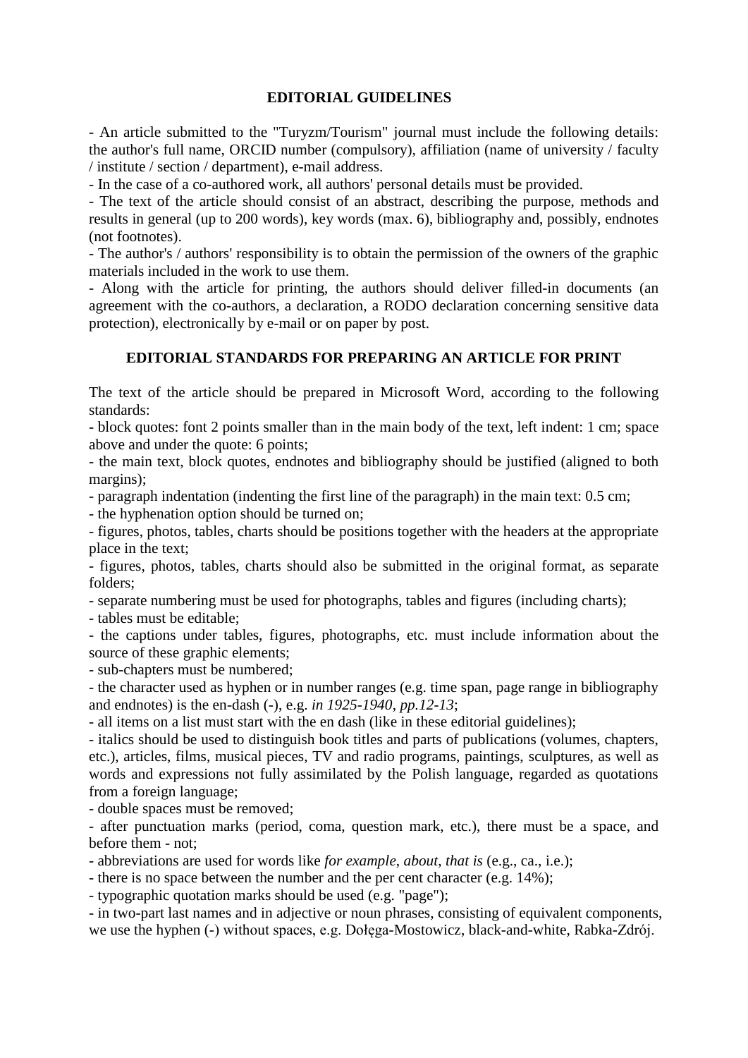## EDITORIAL GUIDELINES

- An article submitted to the "Turyzm/Tourism" journal must include the following details: the author's full name, ORCID number (compulsory), affiliation (name of university / faculty / institute / section / department), e-mail address.
- In the case of a co-authored work, all authors' personal details must be provided.
- The text of the article should consist of an abstract, describing the purpose, methods and results in general (up to 200 words), key words (max. 6), bibliography and, possibly, endnotes (not footnotes).
- The author's / authors' responsibility is to obtain the permission of the owners of the graphic materials included in the work to use them.
- Along with the article for printing, the authors should deliver filled-in documents (an agreement with the co-authors, a declaration, a RODO declaration concerning sensitive data protection), electronically by e-mail or on paper by post.

## EDITORIAL STANDARDS FOR PREPARING AN ARTICLE FOR PRINT

The text of the article should be prepared in Microsoft Word, according to the following standards:

- block quotes: font 2 points smaller than in the main body of the text, left indent: 1 cm; space above and under the quote: 6 points;
- the main text, block quotes, endnotes and bibliography should be justified (aligned to both margins);
- paragraph indentation (indenting the first line of the paragraph) in the main text: 0.5 cm;
- the hyphenation option should be turned on;
- figures, photos, tables, charts should be positions together with the headers at the appropriate place in the text;
- figures, photos, tables, charts should also be submitted in the original format, as separate folders;
- separate numbering must be used for photographs, tables and figures (including charts);
- tables must be editable;
- the captions under tables, figures, photographs, etc. must include information about the source of these graphic elements;
- sub-chapters must be numbered;
- the character used as hyphen or in number ranges (e.g. time span, page range in bibliography and endnotes) is the en-dash (-), e.g. *in 1925-1940*, *pp.12-13*;
- all items on a list must start with the en dash (like in these editorial guidelines);
- italics should be used to distinguish book titles and parts of publications (volumes, chapters, etc.), articles, films, musical pieces, TV and radio programs, paintings, sculptures, as well as words and expressions not fully assimilated by the Polish language, regarded as quotations from a foreign language;
- double spaces must be removed;
- after punctuation marks (period, coma, question mark, etc.), there must be a space, and before them - not;
- abbreviations are used for words like *for example*, *about*, *that is* (e.g., ca., i.e.);
- there is no space between the number and the per cent character (e.g. 14%);
- typographic quotation marks should be used (e.g. "page");
- in two-part last names and in adjective or noun phrases, consisting of equivalent components, we use the hyphen (-) without spaces, e.g. Dołęga-Mostowicz, black-and-white, Rabka-Zdrój.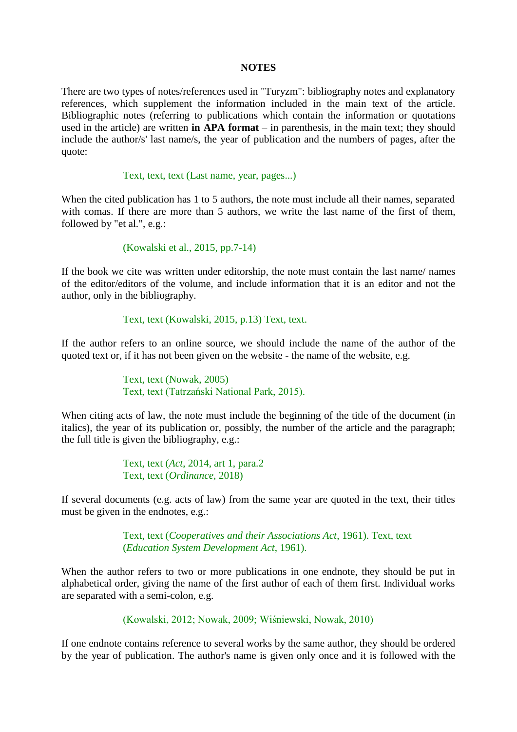**NOTES**

There are two types of notes/references used in "Turyzm": bibliography notes and explanatory references, which supplement the information included in the main text of the article. Bibliographic notes (referring to publications which contain the information or quotations used in the article) are written **in APA format** – in parenthesis, in the main text; they should include the author/s' last name/s, the year of publication and the numbers of pages, after the quote:

> Text, text, text (Last name, year, pages...)

When the cited publication has 1 to 5 authors, the note must include all their names, separated with comas. If there are more than 5 authors, we write the last name of the first of them, followed by "et al.", e.g.:

> (Kowalski et al., 2015, pp.7-14)

If the book we cite was written under editorship, the note must contain the last name/ names of the editor/editors of the volume, and include information that it is an editor and not the author, only in the bibliography.

> Text, text (Kowalski, 2015, p.13) Text, text.

If the author refers to an online source, we should include the name of the author of the quoted text or, if it has not been given on the website - the name of the website, e.g.

> Text, text (Nowak, 2005)
> Text, text (Tatrzański National Park, 2015).

When citing acts of law, the note must include the beginning of the title of the document (in italics), the year of its publication or, possibly, the number of the article and the paragraph; the full title is given the bibliography, e.g.:

> Text, text (*Act*, 2014, art 1, para.2
> Text, text (*Ordinance*, 2018)

If several documents (e.g. acts of law) from the same year are quoted in the text, their titles must be given in the endnotes, e.g.:

> Text, text (*Cooperatives and their Associations Act*, 1961). Text, text (*Education System Development Act*, 1961).

When the author refers to two or more publications in one endnote, they should be put in alphabetical order, giving the name of the first author of each of them first. Individual works are separated with a semi-colon, e.g.

> (Kowalski, 2012; Nowak, 2009; Wiśniewski, Nowak, 2010)

If one endnote contains reference to several works by the same author, they should be ordered by the year of publication. The author's name is given only once and it is followed with the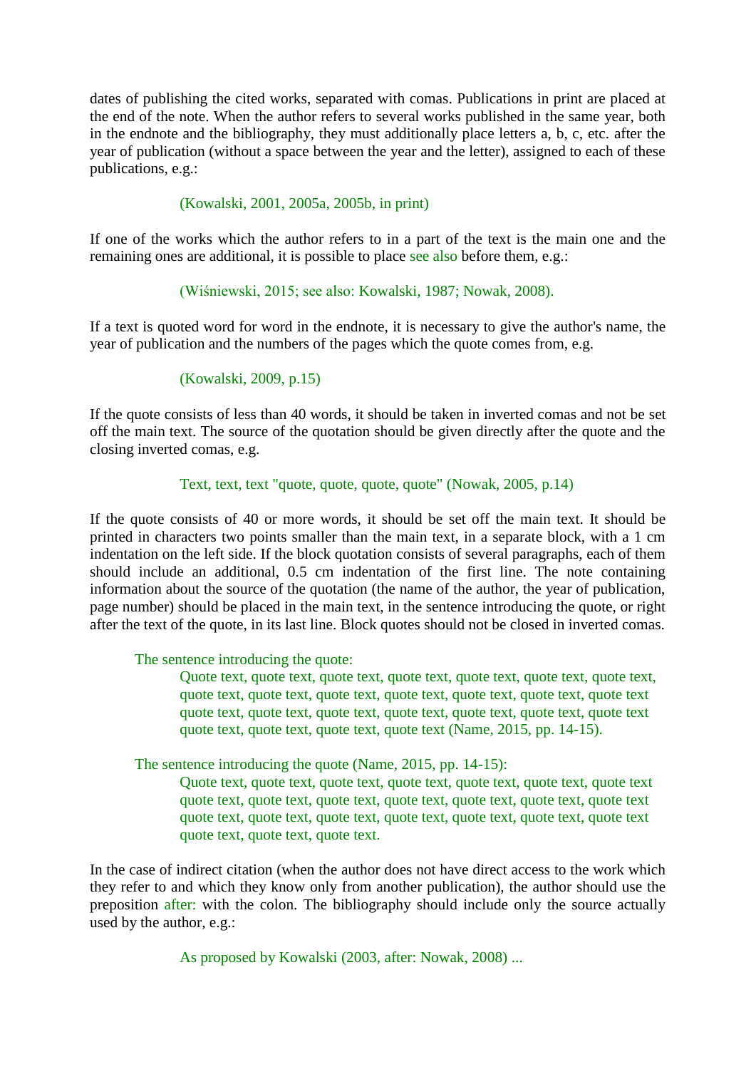dates of publishing the cited works, separated with comas. Publications in print are placed at the end of the note. When the author refers to several works published in the same year, both in the endnote and the bibliography, they must additionally place letters a, b, c, etc. after the year of publication (without a space between the year and the letter), assigned to each of these publications, e.g.:

> (Kowalski, 2001, 2005a, 2005b, in print)

If one of the works which the author refers to in a part of the text is the main one and the remaining ones are additional, it is possible to place see also before them, e.g.:

> (Wiśniewski, 2015; see also: Kowalski, 1987; Nowak, 2008).

If a text is quoted word for word in the endnote, it is necessary to give the author's name, the year of publication and the numbers of the pages which the quote comes from, e.g.

> (Kowalski, 2009, p.15)

If the quote consists of less than 40 words, it should be taken in inverted comas and not be set off the main text. The source of the quotation should be given directly after the quote and the closing inverted comas, e.g.

> Text, text, text "quote, quote, quote, quote" (Nowak, 2005, p.14)

If the quote consists of 40 or more words, it should be set off the main text. It should be printed in characters two points smaller than the main text, in a separate block, with a 1 cm indentation on the left side. If the block quotation consists of several paragraphs, each of them should include an additional, 0.5 cm indentation of the first line. The note containing information about the source of the quotation (the name of the author, the year of publication, page number) should be placed in the main text, in the sentence introducing the quote, or right after the text of the quote, in its last line. Block quotes should not be closed in inverted comas.

> The sentence introducing the quote:
>
> > Quote text, quote text, quote text, quote text, quote text, quote text, quote text, quote text, quote text, quote text, quote text, quote text, quote text, quote text quote text, quote text, quote text, quote text, quote text, quote text, quote text quote text, quote text, quote text, quote text (Name, 2015, pp. 14-15).

> The sentence introducing the quote (Name, 2015, pp. 14-15):
>
> > Quote text, quote text, quote text, quote text, quote text, quote text, quote text quote text, quote text, quote text, quote text, quote text, quote text, quote text quote text, quote text, quote text, quote text, quote text, quote text, quote text quote text, quote text, quote text.

In the case of indirect citation (when the author does not have direct access to the work which they refer to and which they know only from another publication), the author should use the preposition after: with the colon. The bibliography should include only the source actually used by the author, e.g.:

> As proposed by Kowalski (2003, after: Nowak, 2008) ...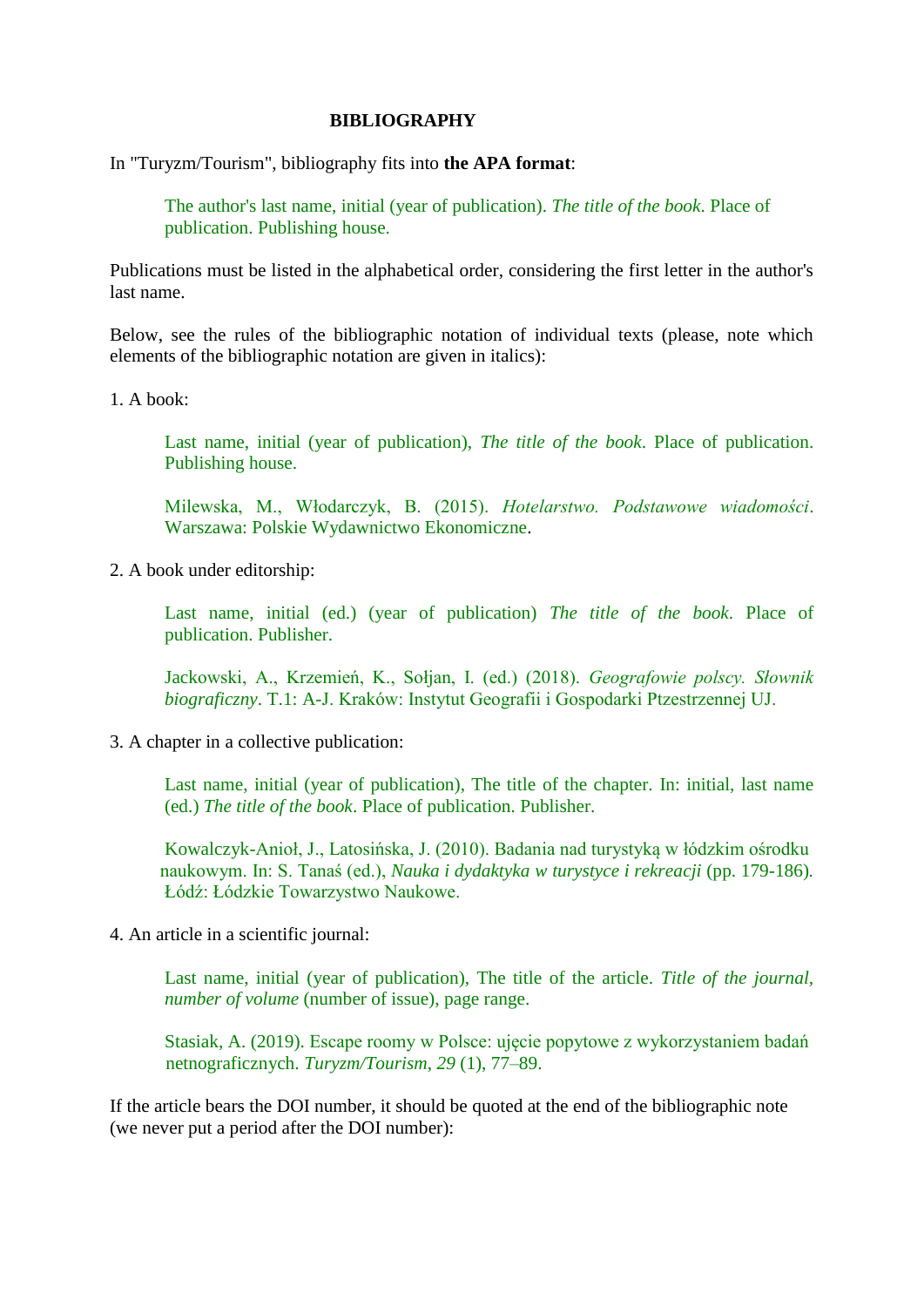**BIBLIOGRAPHY**

In "Turyzm/Tourism", bibliography fits into **the APA format**:

> The author's last name, initial (year of publication). *The title of the book*. Place of publication. Publishing house.

Publications must be listed in the alphabetical order, considering the first letter in the author's last name.

Below, see the rules of the bibliographic notation of individual texts (please, note which elements of the bibliographic notation are given in italics):

1. A book:

> Last name, initial (year of publication), *The title of the book*. Place of publication. Publishing house.
>
> Milewska, M., Włodarczyk, B. (2015). *Hotelarstwo. Podstawowe wiadomości*. Warszawa: Polskie Wydawnictwo Ekonomiczne.

2. A book under editorship:

> Last name, initial (ed.) (year of publication) *The title of the book*. Place of publication. Publisher.
>
> Jackowski, A., Krzemień, K., Sołjan, I. (ed.) (2018). *Geografowie polscy. Słownik biograficzny*. T.1: A-J. Kraków: Instytut Geografii i Gospodarki Ptzestrzennej UJ.

3. A chapter in a collective publication:

> Last name, initial (year of publication), The title of the chapter. In: initial, last name (ed.) *The title of the book*. Place of publication. Publisher.
>
> Kowalczyk-Anioł, J., Latosińska, J. (2010). Badania nad turystyką w łódzkim ośrodku naukowym. In: S. Tanaś (ed.), *Nauka i dydaktyka w turystyce i rekreacji* (pp. 179-186). Łódź: Łódzkie Towarzystwo Naukowe.

4. An article in a scientific journal:

> Last name, initial (year of publication), The title of the article. *Title of the journal*, *number of volume* (number of issue), page range.
>
> Stasiak, A. (2019). Escape roomy w Polsce: ujęcie popytowe z wykorzystaniem badań netnograficznych. *Turyzm/Tourism*, *29* (1), 77–89.

If the article bears the DOI number, it should be quoted at the end of the bibliographic note (we never put a period after the DOI number):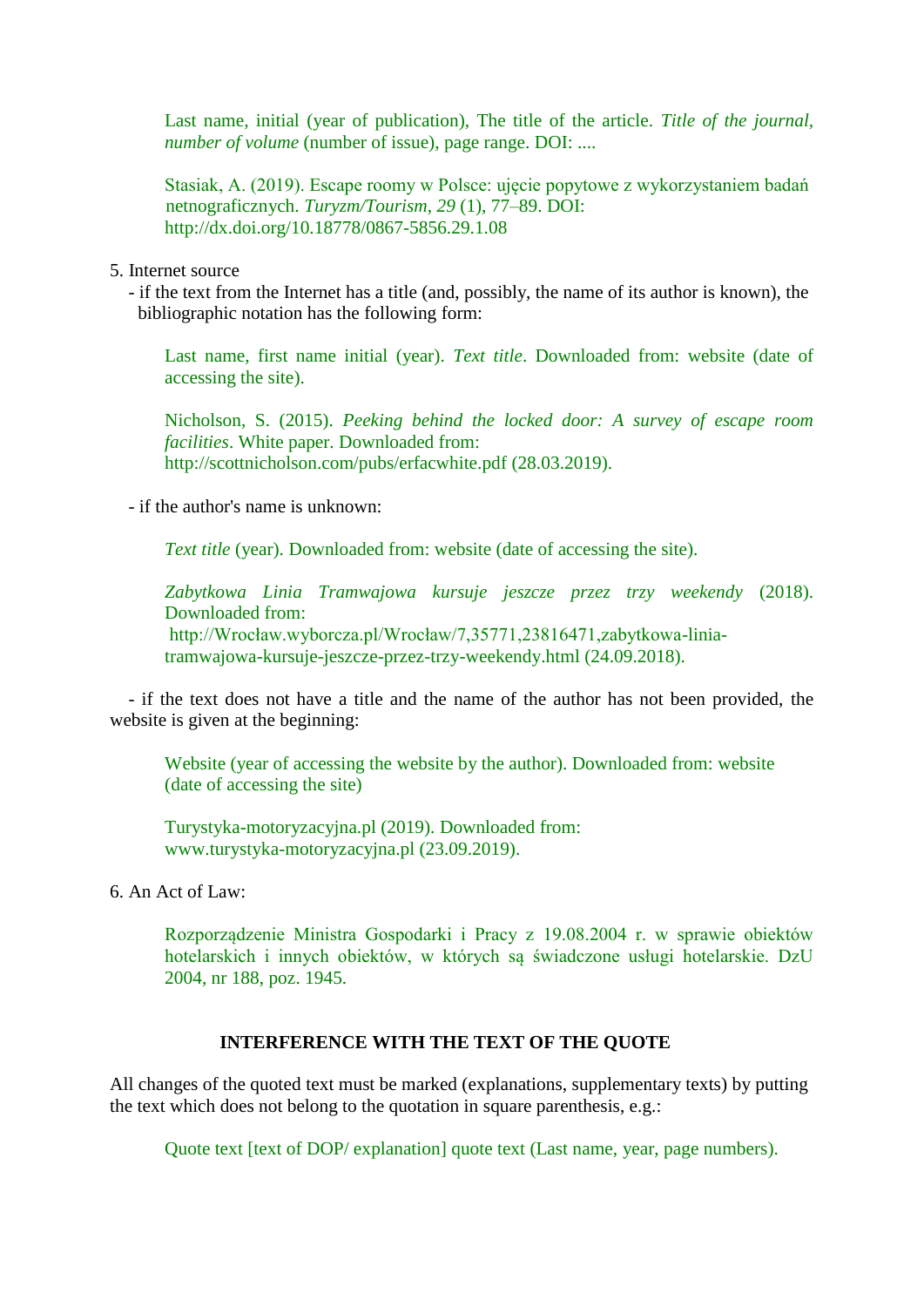Last name, initial (year of publication), The title of the article. *Title of the journal, number of volume* (number of issue), page range. DOI: ....

Stasiak, A. (2019). Escape roomy w Polsce: ujęcie popytowe z wykorzystaniem badań netnograficznych. *Turyzm/Tourism*, *29* (1), 77–89. DOI: http://dx.doi.org/10.18778/0867-5856.29.1.08

5. Internet source

- if the text from the Internet has a title (and, possibly, the name of its author is known), the bibliographic notation has the following form:

Last name, first name initial (year). *Text title*. Downloaded from: website (date of accessing the site).

Nicholson, S. (2015). *Peeking behind the locked door: A survey of escape room facilities*. White paper. Downloaded from: http://scottnicholson.com/pubs/erfacwhite.pdf (28.03.2019).

- if the author's name is unknown:

*Text title* (year). Downloaded from: website (date of accessing the site).

*Zabytkowa Linia Tramwajowa kursuje jeszcze przez trzy weekendy* (2018). Downloaded from: http://Wrocław.wyborcza.pl/Wrocław/7,35771,23816471,zabytkowa-linia-tramwajowa-kursuje-jeszcze-przez-trzy-weekendy.html (24.09.2018).

- if the text does not have a title and the name of the author has not been provided, the website is given at the beginning:

Website (year of accessing the website by the author). Downloaded from: website (date of accessing the site)

Turystyka-motoryzacyjna.pl (2019). Downloaded from: www.turystyka-motoryzacyjna.pl (23.09.2019).

6. An Act of Law:

Rozporządzenie Ministra Gospodarki i Pracy z 19.08.2004 r. w sprawie obiektów hotelarskich i innych obiektów, w których są świadczone usługi hotelarskie. DzU 2004, nr 188, poz. 1945.

## INTERFERENCE WITH THE TEXT OF THE QUOTE

All changes of the quoted text must be marked (explanations, supplementary texts) by putting the text which does not belong to the quotation in square parenthesis, e.g.:

Quote text [text of DOP/ explanation] quote text (Last name, year, page numbers).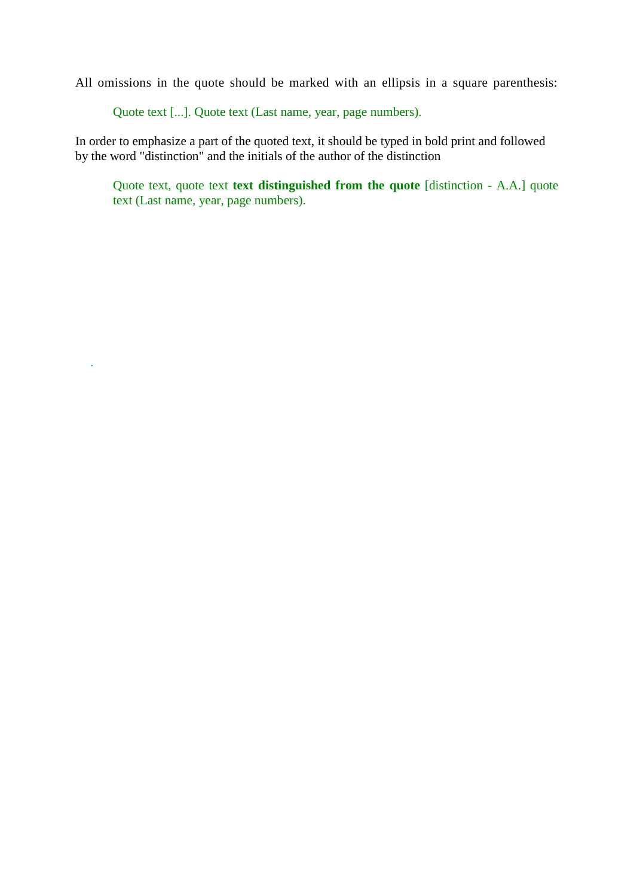All omissions in the quote should be marked with an ellipsis in a square parenthesis:

> Quote text [...]. Quote text (Last name, year, page numbers).

In order to emphasize a part of the quoted text, it should be typed in bold print and followed by the word "distinction" and the initials of the author of the distinction

> Quote text, quote text **text distinguished from the quote** [distinction - A.A.] quote text (Last name, year, page numbers).